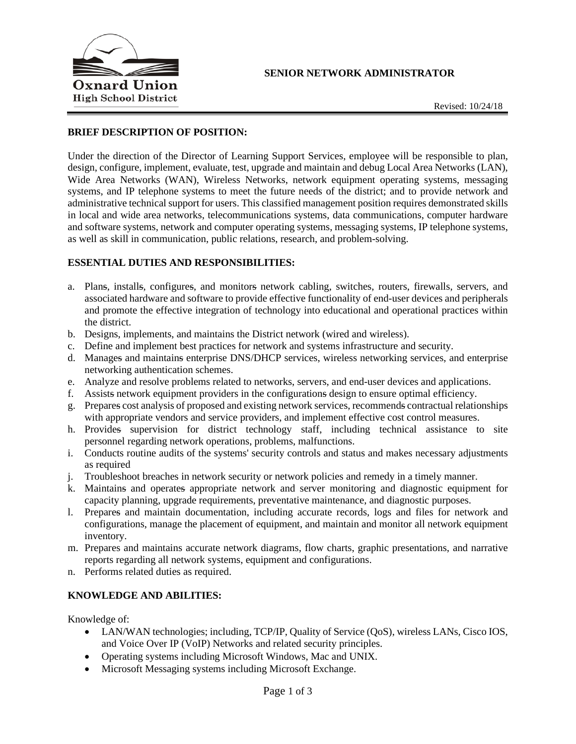**Oxnard Union**
**High School District**

# SENIOR NETWORK ADMINISTRATOR

Revised: 10/24/18

## BRIEF DESCRIPTION OF POSITION:

Under the direction of the Director of Learning Support Services, employee will be responsible to plan, design, configure, implement, evaluate, test, upgrade and maintain and debug Local Area Networks (LAN), Wide Area Networks (WAN), Wireless Networks, network equipment operating systems, messaging systems, and IP telephone systems to meet the future needs of the district; and to provide network and administrative technical support for users. This classified management position requires demonstrated skills in local and wide area networks, telecommunications systems, data communications, computer hardware and software systems, network and computer operating systems, messaging systems, IP telephone systems, as well as skill in communication, public relations, research, and problem-solving.

## ESSENTIAL DUTIES AND RESPONSIBILITIES:

a. Plan~~s~~, install~~s~~, configure~~s~~, and monitor~~s~~ network cabling, switches, routers, firewalls, servers, and associated hardware and software to provide effective functionality of end-user devices and peripherals and promote the effective integration of technology into educational and operational practices within the district.
b. Designs, implements, and maintains the District network (wired and wireless).
c. Define and implement best practices for network and systems infrastructure and security.
d. Manage~~s~~ and maintain~~s~~ enterprise DNS/DHCP services, wireless networking services, and enterprise networking authentication schemes.
e. Analyze and resolve problems related to networks, servers, and end-user devices and applications.
f. Assist~~s~~ network equipment providers in the configuration~~s~~ design to ensure optimal efficiency.
g. Prepare~~s~~ cost analysis of proposed and existing network services, recommend~~s~~ contractual relationships with appropriate vendors and service providers, and implement effective cost control measures.
h. Provide~~s~~ supervision for district technology staff, including technical assistance to site personnel regarding network operations, problems, malfunctions.
i. Conducts routine audits of the systems' security controls and status and makes necessary adjustments as required
j. Troubleshoot breaches in network security or network policies and remedy in a timely manner.
k. Maintain~~s~~ and operate~~s~~ appropriate network and server monitoring and diagnostic equipment for capacity planning, upgrade requirements, preventative maintenance, and diagnostic purposes.
l. Prepare~~s~~ and maintain documentation, including accurate records, logs and files for network and configurations, manage the placement of equipment, and maintain and monitor all network equipment inventory.
m. Prepares and maintains accurate network diagrams, flow charts, graphic presentations, and narrative reports regarding all network systems, equipment and configurations.
n. Performs related duties as required.

## KNOWLEDGE AND ABILITIES:

Knowledge of:

- LAN/WAN technologies; including, TCP/IP, Quality of Service (QoS), wireless LANs, Cisco IOS, and Voice Over IP (VoIP) Networks and related security principles.
- Operating systems including Microsoft Windows, Mac and UNIX.
- Microsoft Messaging systems including Microsoft Exchange.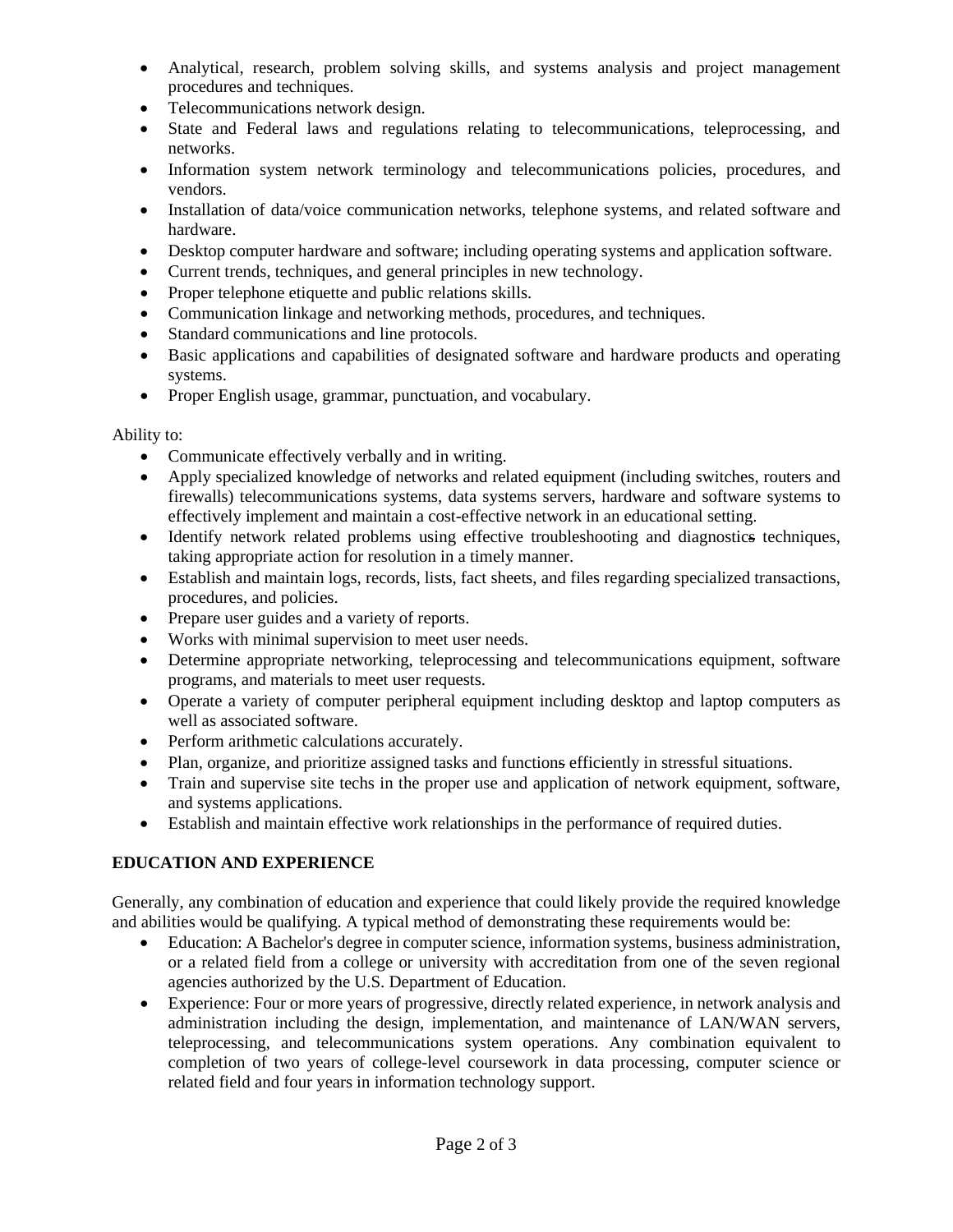- Analytical, research, problem solving skills, and systems analysis and project management procedures and techniques.
- Telecommunications network design.
- State and Federal laws and regulations relating to telecommunications, teleprocessing, and networks.
- Information system network terminology and telecommunications policies, procedures, and vendors.
- Installation of data/voice communication networks, telephone systems, and related software and hardware.
- Desktop computer hardware and software; including operating systems and application software.
- Current trends, techniques, and general principles in new technology.
- Proper telephone etiquette and public relations skills.
- Communication linkage and networking methods, procedures, and techniques.
- Standard communications and line protocols.
- Basic applications and capabilities of designated software and hardware products and operating systems.
- Proper English usage, grammar, punctuation, and vocabulary.

Ability to:

- Communicate effectively verbally and in writing.
- Apply specialized knowledge of networks and related equipment (including switches, routers and firewalls) telecommunications systems, data systems servers, hardware and software systems to effectively implement and maintain a cost-effective network in an educational setting.
- Identify network related problems using effective troubleshooting and diagnostics techniques, taking appropriate action for resolution in a timely manner.
- Establish and maintain logs, records, lists, fact sheets, and files regarding specialized transactions, procedures, and policies.
- Prepare user guides and a variety of reports.
- Works with minimal supervision to meet user needs.
- Determine appropriate networking, teleprocessing and telecommunications equipment, software programs, and materials to meet user requests.
- Operate a variety of computer peripheral equipment including desktop and laptop computers as well as associated software.
- Perform arithmetic calculations accurately.
- Plan, organize, and prioritize assigned tasks and functions efficiently in stressful situations.
- Train and supervise site techs in the proper use and application of network equipment, software, and systems applications.
- Establish and maintain effective work relationships in the performance of required duties.

**EDUCATION AND EXPERIENCE**

Generally, any combination of education and experience that could likely provide the required knowledge and abilities would be qualifying. A typical method of demonstrating these requirements would be:

- Education: A Bachelor's degree in computer science, information systems, business administration, or a related field from a college or university with accreditation from one of the seven regional agencies authorized by the U.S. Department of Education.
- Experience: Four or more years of progressive, directly related experience, in network analysis and administration including the design, implementation, and maintenance of LAN/WAN servers, teleprocessing, and telecommunications system operations. Any combination equivalent to completion of two years of college-level coursework in data processing, computer science or related field and four years in information technology support.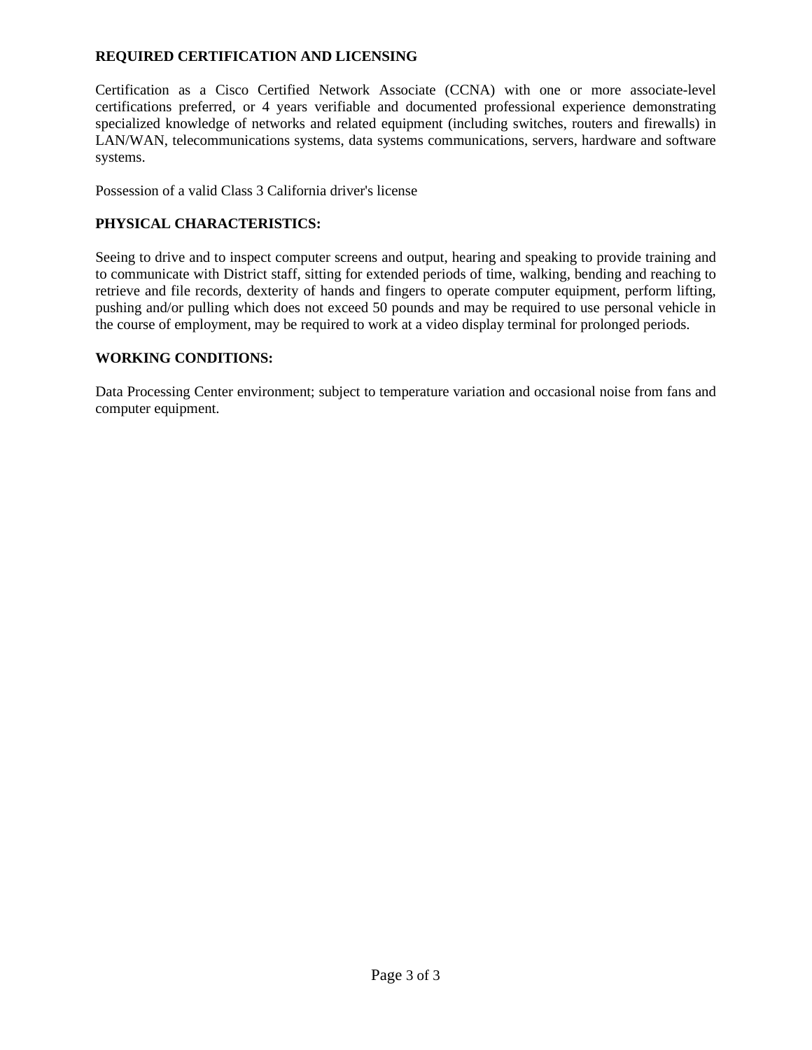**REQUIRED CERTIFICATION AND LICENSING**

Certification as a Cisco Certified Network Associate (CCNA) with one or more associate-level certifications preferred, or 4 years verifiable and documented professional experience demonstrating specialized knowledge of networks and related equipment (including switches, routers and firewalls) in LAN/WAN, telecommunications systems, data systems communications, servers, hardware and software systems.

Possession of a valid Class 3 California driver's license

**PHYSICAL CHARACTERISTICS:**

Seeing to drive and to inspect computer screens and output, hearing and speaking to provide training and to communicate with District staff, sitting for extended periods of time, walking, bending and reaching to retrieve and file records, dexterity of hands and fingers to operate computer equipment, perform lifting, pushing and/or pulling which does not exceed 50 pounds and may be required to use personal vehicle in the course of employment, may be required to work at a video display terminal for prolonged periods.

**WORKING CONDITIONS:**

Data Processing Center environment; subject to temperature variation and occasional noise from fans and computer equipment.